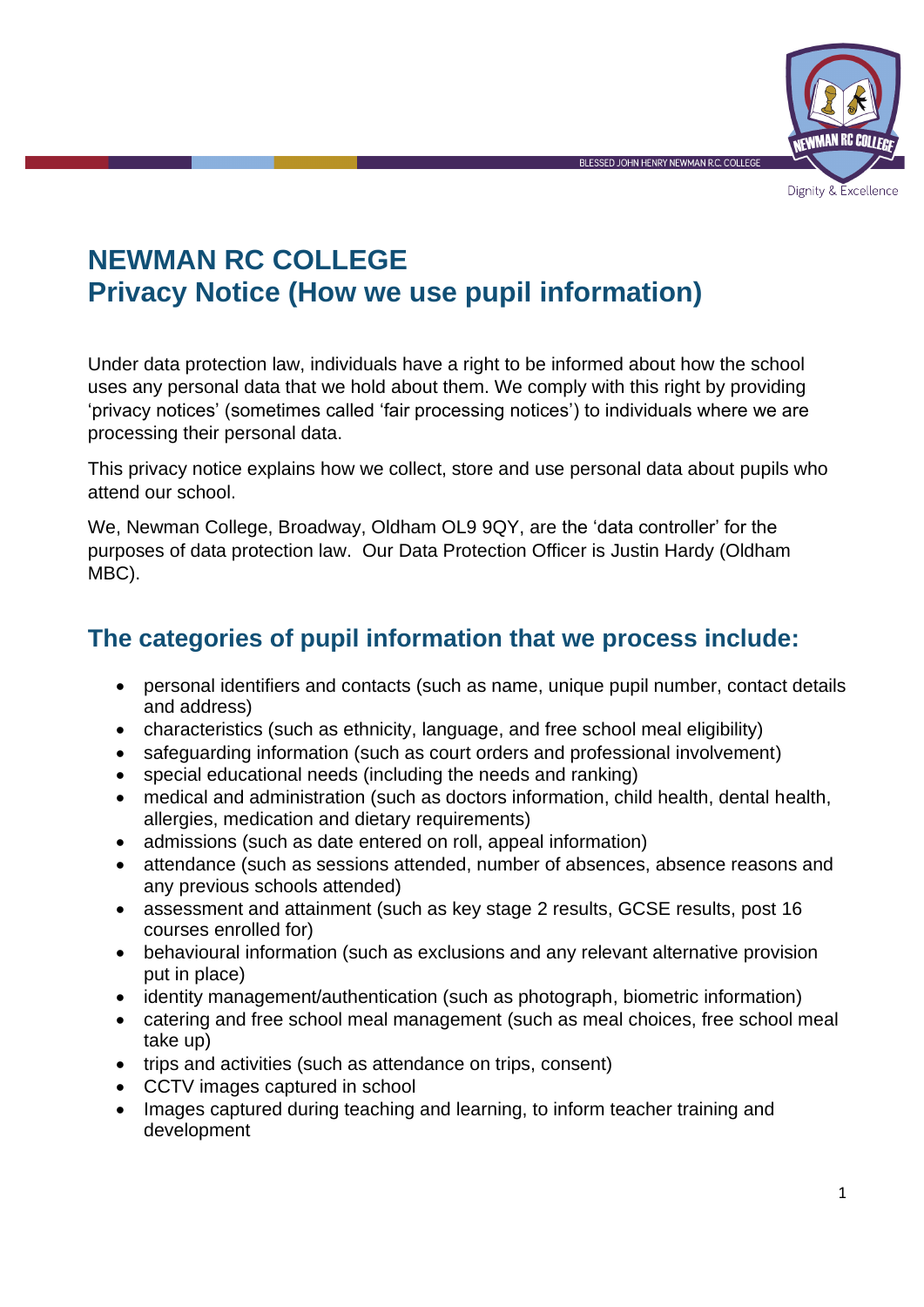# NEWMAN RC COLLEGE
# Privacy Notice (How we use pupil information)

Under data protection law, individuals have a right to be informed about how the school uses any personal data that we hold about them. We comply with this right by providing 'privacy notices' (sometimes called 'fair processing notices') to individuals where we are processing their personal data.

This privacy notice explains how we collect, store and use personal data about pupils who attend our school.

We, Newman College, Broadway, Oldham OL9 9QY, are the 'data controller' for the purposes of data protection law. Our Data Protection Officer is Justin Hardy (Oldham MBC).

## The categories of pupil information that we process include:

- personal identifiers and contacts (such as name, unique pupil number, contact details and address)
- characteristics (such as ethnicity, language, and free school meal eligibility)
- safeguarding information (such as court orders and professional involvement)
- special educational needs (including the needs and ranking)
- medical and administration (such as doctors information, child health, dental health, allergies, medication and dietary requirements)
- admissions (such as date entered on roll, appeal information)
- attendance (such as sessions attended, number of absences, absence reasons and any previous schools attended)
- assessment and attainment (such as key stage 2 results, GCSE results, post 16 courses enrolled for)
- behavioural information (such as exclusions and any relevant alternative provision put in place)
- identity management/authentication (such as photograph, biometric information)
- catering and free school meal management (such as meal choices, free school meal take up)
- trips and activities (such as attendance on trips, consent)
- CCTV images captured in school
- Images captured during teaching and learning, to inform teacher training and development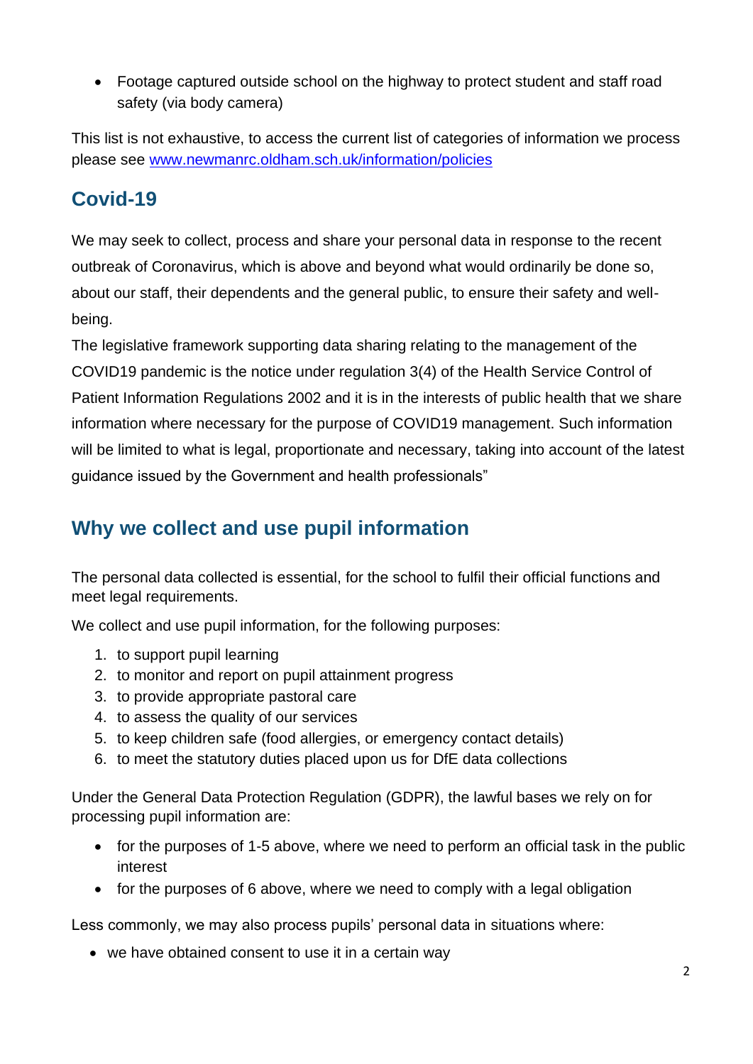- Footage captured outside school on the highway to protect student and staff road safety (via body camera)

This list is not exhaustive, to access the current list of categories of information we process please see [www.newmanrc.oldham.sch.uk/information/policies](www.newmanrc.oldham.sch.uk/information/policies)

## Covid-19

We may seek to collect, process and share your personal data in response to the recent outbreak of Coronavirus, which is above and beyond what would ordinarily be done so, about our staff, their dependents and the general public, to ensure their safety and well-being.

The legislative framework supporting data sharing relating to the management of the COVID19 pandemic is the notice under regulation 3(4) of the Health Service Control of Patient Information Regulations 2002 and it is in the interests of public health that we share information where necessary for the purpose of COVID19 management. Such information will be limited to what is legal, proportionate and necessary, taking into account of the latest guidance issued by the Government and health professionals"

## Why we collect and use pupil information

The personal data collected is essential, for the school to fulfil their official functions and meet legal requirements.

We collect and use pupil information, for the following purposes:

1. to support pupil learning
2. to monitor and report on pupil attainment progress
3. to provide appropriate pastoral care
4. to assess the quality of our services
5. to keep children safe (food allergies, or emergency contact details)
6. to meet the statutory duties placed upon us for DfE data collections

Under the General Data Protection Regulation (GDPR), the lawful bases we rely on for processing pupil information are:

- for the purposes of 1-5 above, where we need to perform an official task in the public interest
- for the purposes of 6 above, where we need to comply with a legal obligation

Less commonly, we may also process pupils' personal data in situations where:

- we have obtained consent to use it in a certain way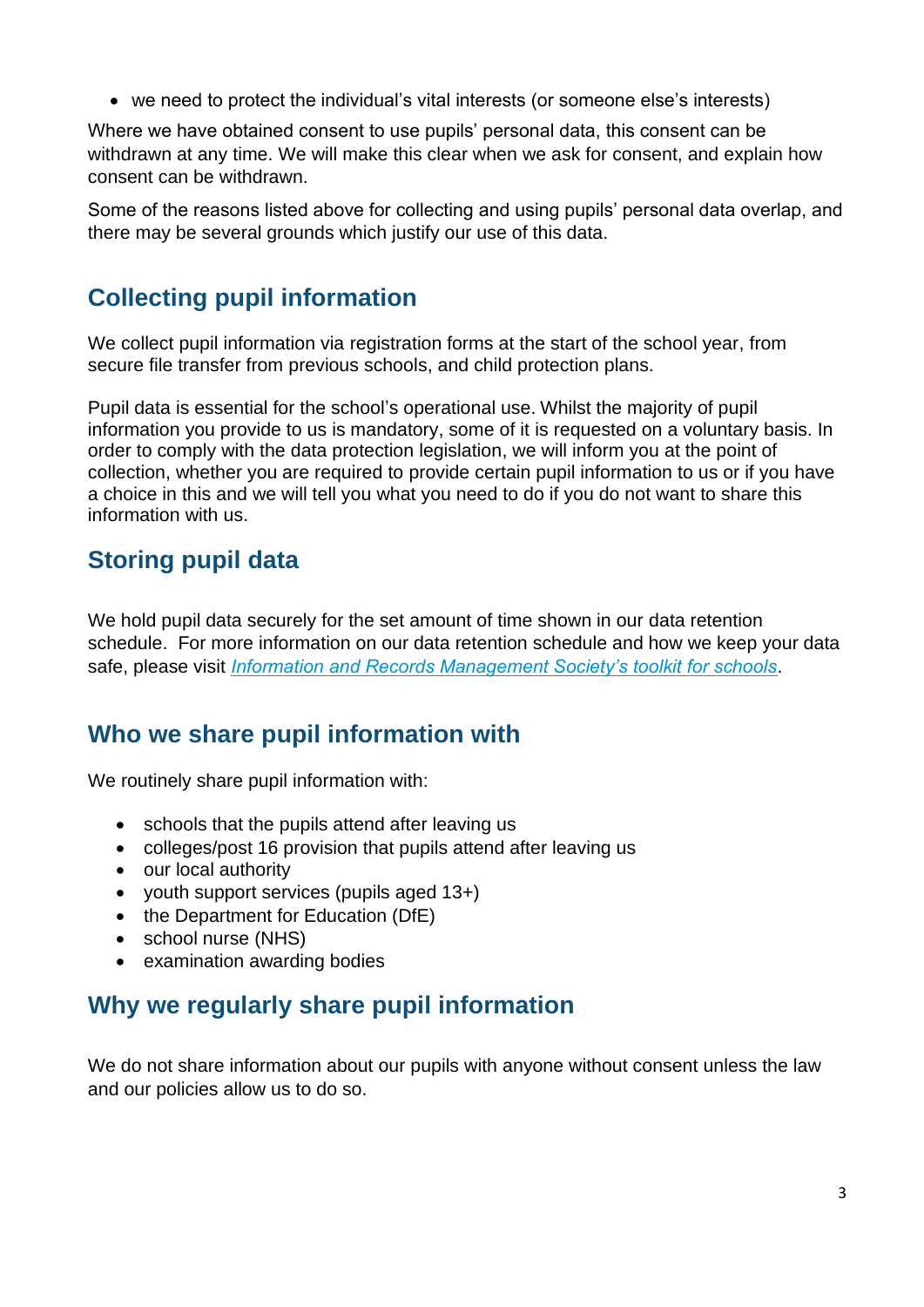- we need to protect the individual's vital interests (or someone else's interests)

Where we have obtained consent to use pupils' personal data, this consent can be withdrawn at any time. We will make this clear when we ask for consent, and explain how consent can be withdrawn.

Some of the reasons listed above for collecting and using pupils' personal data overlap, and there may be several grounds which justify our use of this data.

## Collecting pupil information

We collect pupil information via registration forms at the start of the school year, from secure file transfer from previous schools, and child protection plans.

Pupil data is essential for the school's operational use. Whilst the majority of pupil information you provide to us is mandatory, some of it is requested on a voluntary basis. In order to comply with the data protection legislation, we will inform you at the point of collection, whether you are required to provide certain pupil information to us or if you have a choice in this and we will tell you what you need to do if you do not want to share this information with us.

## Storing pupil data

We hold pupil data securely for the set amount of time shown in our data retention schedule. For more information on our data retention schedule and how we keep your data safe, please visit *Information and Records Management Society's toolkit for schools*.

## Who we share pupil information with

We routinely share pupil information with:

- schools that the pupils attend after leaving us
- colleges/post 16 provision that pupils attend after leaving us
- our local authority
- youth support services (pupils aged 13+)
- the Department for Education (DfE)
- school nurse (NHS)
- examination awarding bodies

## Why we regularly share pupil information

We do not share information about our pupils with anyone without consent unless the law and our policies allow us to do so.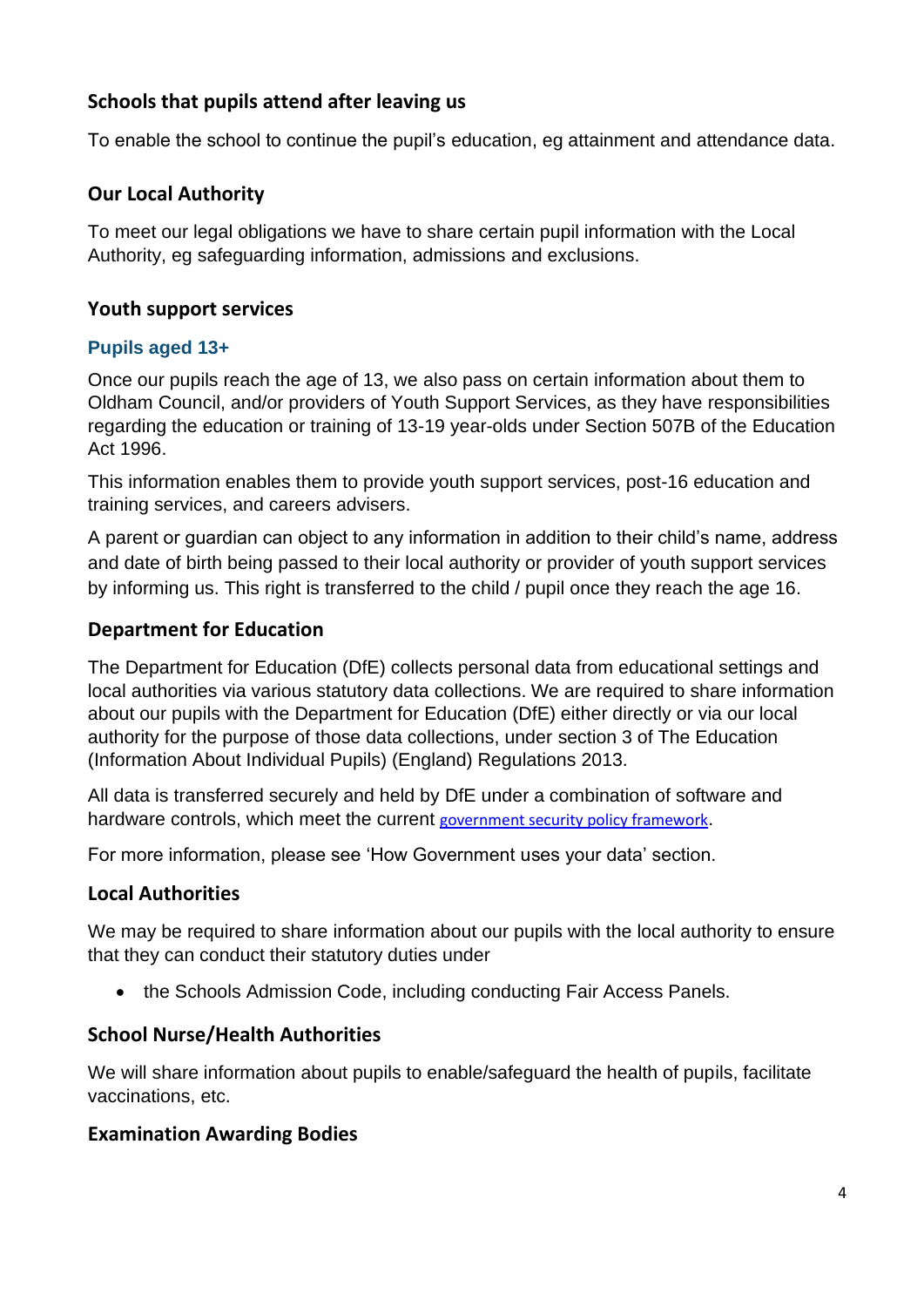### Schools that pupils attend after leaving us

To enable the school to continue the pupil's education, eg attainment and attendance data.

### Our Local Authority

To meet our legal obligations we have to share certain pupil information with the Local Authority, eg safeguarding information, admissions and exclusions.

### Youth support services

#### Pupils aged 13+

Once our pupils reach the age of 13, we also pass on certain information about them to Oldham Council, and/or providers of Youth Support Services, as they have responsibilities regarding the education or training of 13-19 year-olds under Section 507B of the Education Act 1996.

This information enables them to provide youth support services, post-16 education and training services, and careers advisers.

A parent or guardian can object to any information in addition to their child's name, address and date of birth being passed to their local authority or provider of youth support services by informing us. This right is transferred to the child / pupil once they reach the age 16.

### Department for Education

The Department for Education (DfE) collects personal data from educational settings and local authorities via various statutory data collections. We are required to share information about our pupils with the Department for Education (DfE) either directly or via our local authority for the purpose of those data collections, under section 3 of The Education (Information About Individual Pupils) (England) Regulations 2013.

All data is transferred securely and held by DfE under a combination of software and hardware controls, which meet the current government security policy framework.

For more information, please see 'How Government uses your data' section.

### Local Authorities

We may be required to share information about our pupils with the local authority to ensure that they can conduct their statutory duties under

- the Schools Admission Code, including conducting Fair Access Panels.

### School Nurse/Health Authorities

We will share information about pupils to enable/safeguard the health of pupils, facilitate vaccinations, etc.

### Examination Awarding Bodies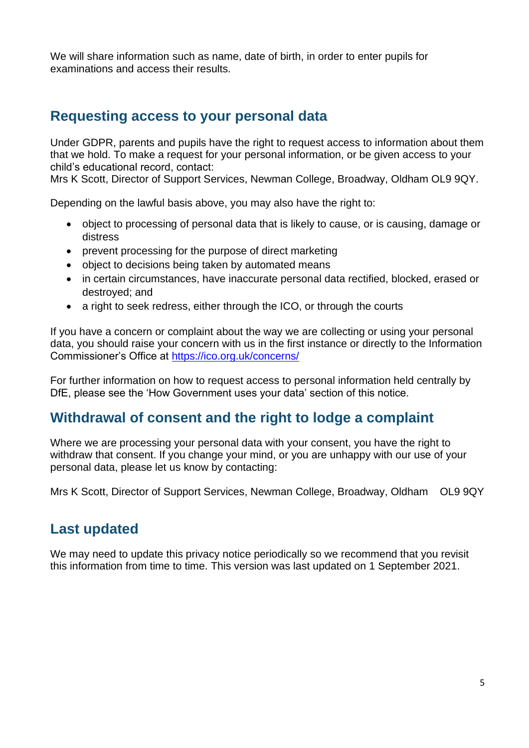We will share information such as name, date of birth, in order to enter pupils for examinations and access their results.

## Requesting access to your personal data

Under GDPR, parents and pupils have the right to request access to information about them that we hold. To make a request for your personal information, or be given access to your child's educational record, contact:
Mrs K Scott, Director of Support Services, Newman College, Broadway, Oldham OL9 9QY.

Depending on the lawful basis above, you may also have the right to:

- object to processing of personal data that is likely to cause, or is causing, damage or distress
- prevent processing for the purpose of direct marketing
- object to decisions being taken by automated means
- in certain circumstances, have inaccurate personal data rectified, blocked, erased or destroyed; and
- a right to seek redress, either through the ICO, or through the courts

If you have a concern or complaint about the way we are collecting or using your personal data, you should raise your concern with us in the first instance or directly to the Information Commissioner's Office at https://ico.org.uk/concerns/

For further information on how to request access to personal information held centrally by DfE, please see the 'How Government uses your data' section of this notice.

## Withdrawal of consent and the right to lodge a complaint

Where we are processing your personal data with your consent, you have the right to withdraw that consent. If you change your mind, or you are unhappy with our use of your personal data, please let us know by contacting:

Mrs K Scott, Director of Support Services, Newman College, Broadway, Oldham OL9 9QY

## Last updated

We may need to update this privacy notice periodically so we recommend that you revisit this information from time to time. This version was last updated on 1 September 2021.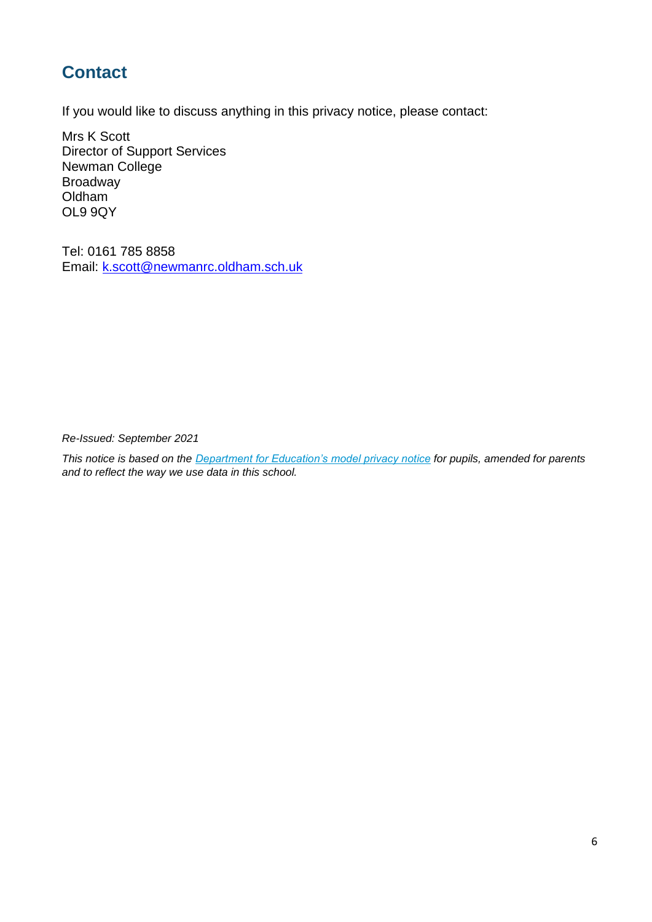## Contact

If you would like to discuss anything in this privacy notice, please contact:

Mrs K Scott
Director of Support Services
Newman College
Broadway
Oldham
OL9 9QY

Tel: 0161 785 8858
Email: [k.scott@newmanrc.oldham.sch.uk](mailto:k.scott@newmanrc.oldham.sch.uk)

*Re-Issued: September 2021*

*This notice is based on the [Department for Education's model privacy notice]() for pupils, amended for parents and to reflect the way we use data in this school.*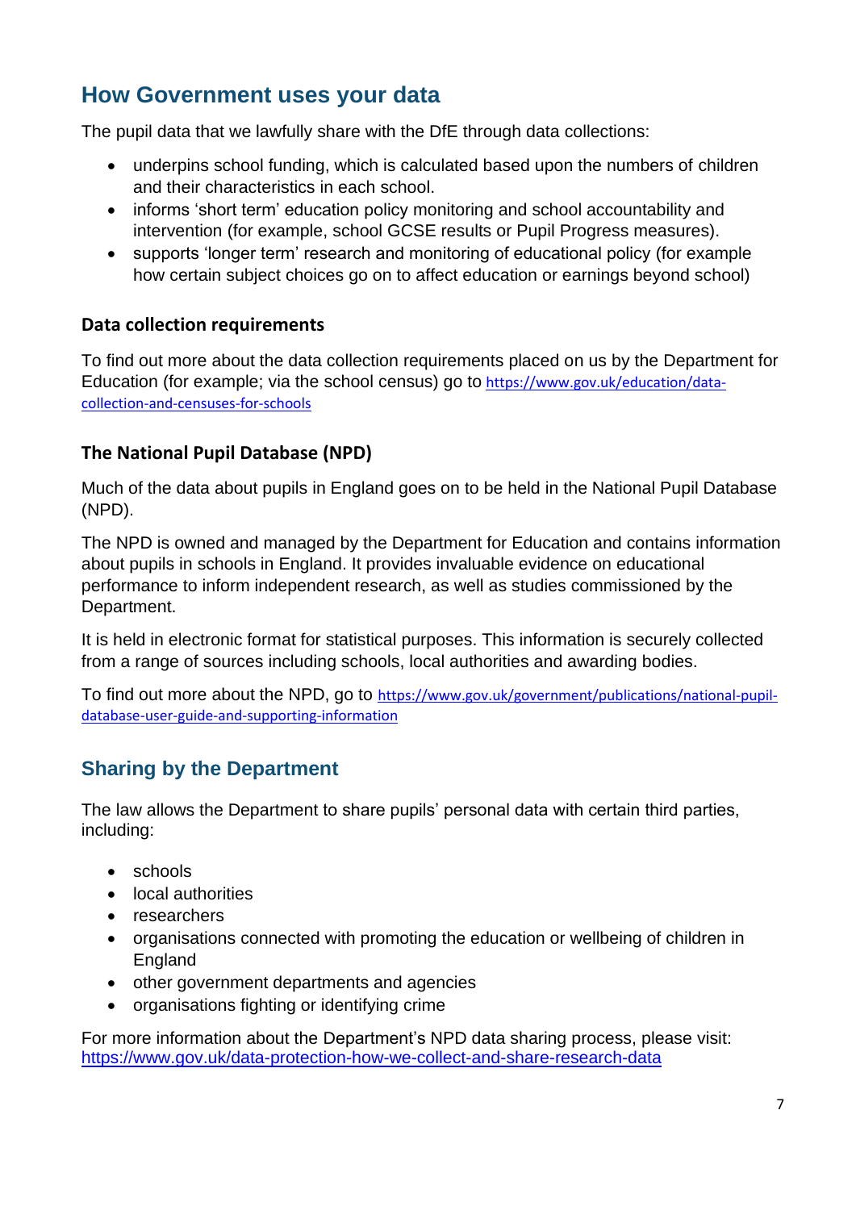## How Government uses your data

The pupil data that we lawfully share with the DfE through data collections:

- underpins school funding, which is calculated based upon the numbers of children and their characteristics in each school.
- informs 'short term' education policy monitoring and school accountability and intervention (for example, school GCSE results or Pupil Progress measures).
- supports 'longer term' research and monitoring of educational policy (for example how certain subject choices go on to affect education or earnings beyond school)

### Data collection requirements

To find out more about the data collection requirements placed on us by the Department for Education (for example; via the school census) go to https://www.gov.uk/education/data-collection-and-censuses-for-schools

### The National Pupil Database (NPD)

Much of the data about pupils in England goes on to be held in the National Pupil Database (NPD).

The NPD is owned and managed by the Department for Education and contains information about pupils in schools in England. It provides invaluable evidence on educational performance to inform independent research, as well as studies commissioned by the Department.

It is held in electronic format for statistical purposes. This information is securely collected from a range of sources including schools, local authorities and awarding bodies.

To find out more about the NPD, go to https://www.gov.uk/government/publications/national-pupil-database-user-guide-and-supporting-information

## Sharing by the Department

The law allows the Department to share pupils' personal data with certain third parties, including:

- schools
- local authorities
- researchers
- organisations connected with promoting the education or wellbeing of children in England
- other government departments and agencies
- organisations fighting or identifying crime

For more information about the Department's NPD data sharing process, please visit: https://www.gov.uk/data-protection-how-we-collect-and-share-research-data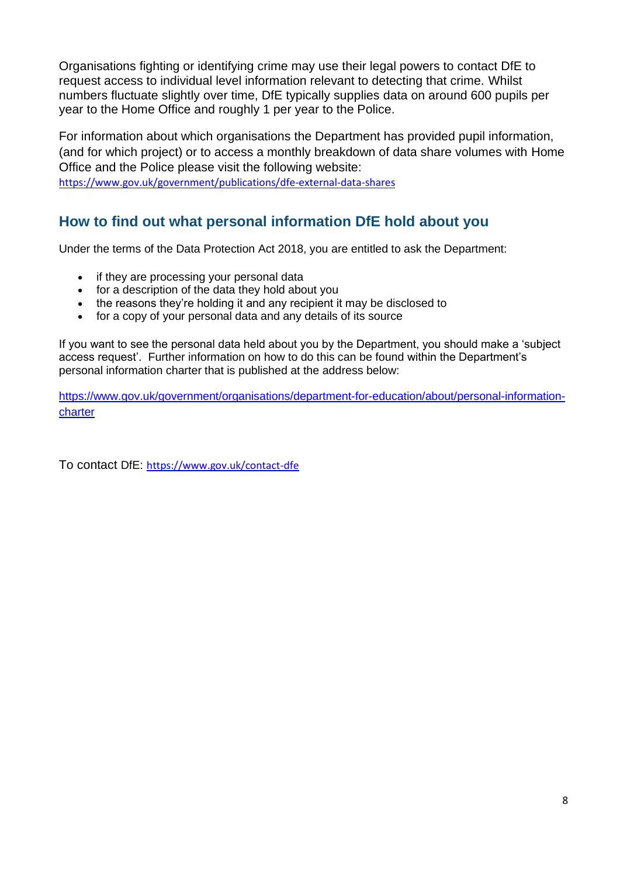Organisations fighting or identifying crime may use their legal powers to contact DfE to request access to individual level information relevant to detecting that crime. Whilst numbers fluctuate slightly over time, DfE typically supplies data on around 600 pupils per year to the Home Office and roughly 1 per year to the Police.

For information about which organisations the Department has provided pupil information, (and for which project) or to access a monthly breakdown of data share volumes with Home Office and the Police please visit the following website:
https://www.gov.uk/government/publications/dfe-external-data-shares

## How to find out what personal information DfE hold about you

Under the terms of the Data Protection Act 2018, you are entitled to ask the Department:

- if they are processing your personal data
- for a description of the data they hold about you
- the reasons they're holding it and any recipient it may be disclosed to
- for a copy of your personal data and any details of its source

If you want to see the personal data held about you by the Department, you should make a 'subject access request'. Further information on how to do this can be found within the Department's personal information charter that is published at the address below:

https://www.gov.uk/government/organisations/department-for-education/about/personal-information-charter

To contact DfE: https://www.gov.uk/contact-dfe